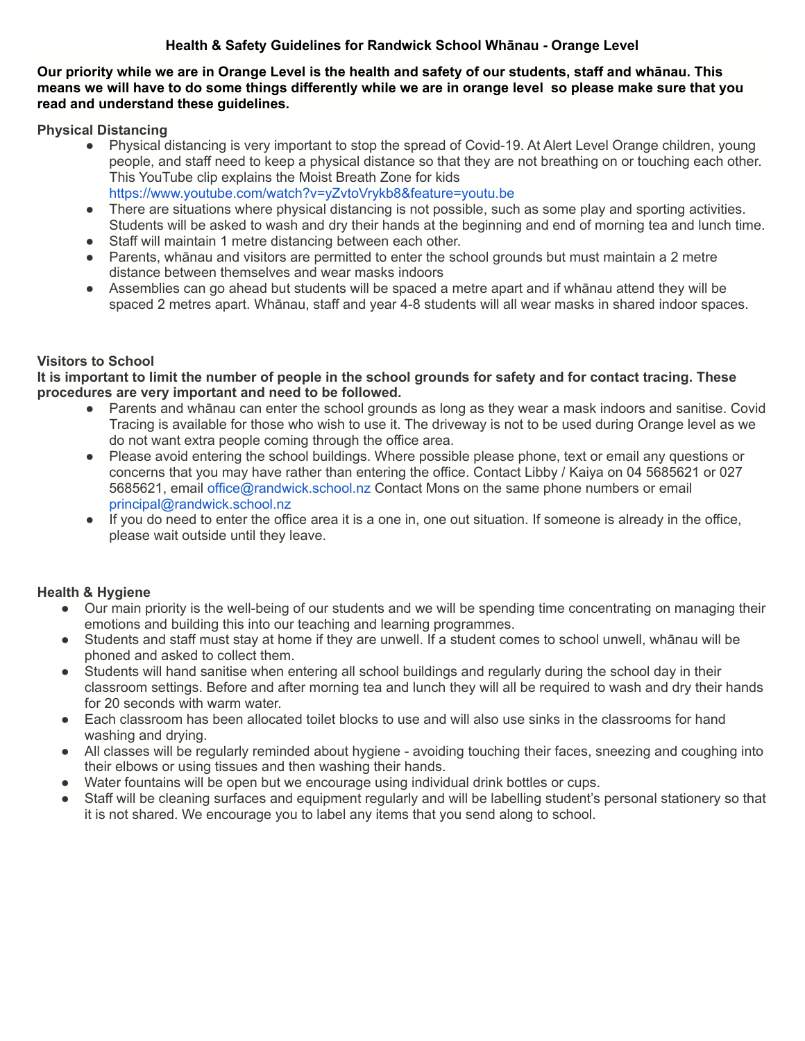# Health & Safety Guidelines for Randwick School Whānau - Orange Level

**Our priority while we are in Orange Level is the health and safety of our students, staff and whānau. This means we will have to do some things differently while we are in orange level so please make sure that you read and understand these guidelines.**

## Physical Distancing

- Physical distancing is very important to stop the spread of Covid-19. At Alert Level Orange children, young people, and staff need to keep a physical distance so that they are not breathing on or touching each other. This YouTube clip explains the Moist Breath Zone for kids https://www.youtube.com/watch?v=yZvtoVrykb8&feature=youtu.be
- There are situations where physical distancing is not possible, such as some play and sporting activities. Students will be asked to wash and dry their hands at the beginning and end of morning tea and lunch time.
- Staff will maintain 1 metre distancing between each other.
- Parents, whānau and visitors are permitted to enter the school grounds but must maintain a 2 metre distance between themselves and wear masks indoors
- Assemblies can go ahead but students will be spaced a metre apart and if whānau attend they will be spaced 2 metres apart. Whānau, staff and year 4-8 students will all wear masks in shared indoor spaces.

## Visitors to School

**It is important to limit the number of people in the school grounds for safety and for contact tracing. These procedures are very important and need to be followed.**

- Parents and whānau can enter the school grounds as long as they wear a mask indoors and sanitise. Covid Tracing is available for those who wish to use it. The driveway is not to be used during Orange level as we do not want extra people coming through the office area.
- Please avoid entering the school buildings. Where possible please phone, text or email any questions or concerns that you may have rather than entering the office. Contact Libby / Kaiya on 04 5685621 or 027 5685621, email office@randwick.school.nz Contact Mons on the same phone numbers or email principal@randwick.school.nz
- If you do need to enter the office area it is a one in, one out situation. If someone is already in the office, please wait outside until they leave.

## Health & Hygiene

- Our main priority is the well-being of our students and we will be spending time concentrating on managing their emotions and building this into our teaching and learning programmes.
- Students and staff must stay at home if they are unwell. If a student comes to school unwell, whānau will be phoned and asked to collect them.
- Students will hand sanitise when entering all school buildings and regularly during the school day in their classroom settings. Before and after morning tea and lunch they will all be required to wash and dry their hands for 20 seconds with warm water.
- Each classroom has been allocated toilet blocks to use and will also use sinks in the classrooms for hand washing and drying.
- All classes will be regularly reminded about hygiene - avoiding touching their faces, sneezing and coughing into their elbows or using tissues and then washing their hands.
- Water fountains will be open but we encourage using individual drink bottles or cups.
- Staff will be cleaning surfaces and equipment regularly and will be labelling student's personal stationery so that it is not shared. We encourage you to label any items that you send along to school.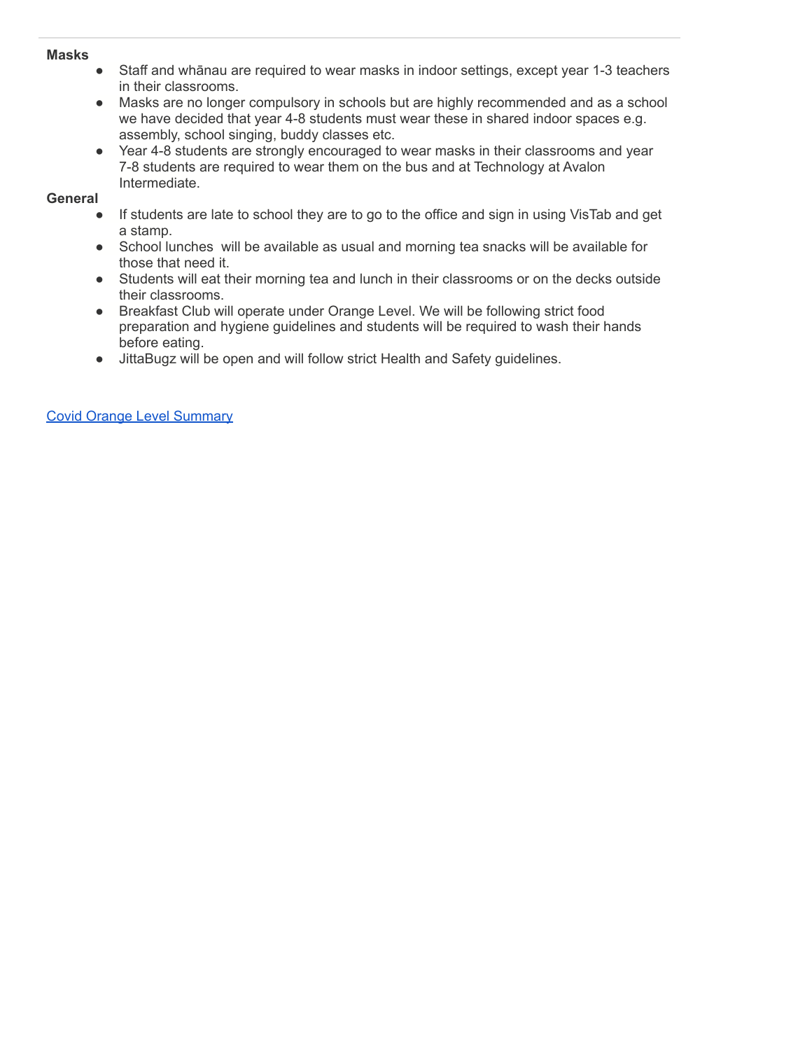**Masks**

- Staff and whānau are required to wear masks in indoor settings, except year 1-3 teachers in their classrooms.
- Masks are no longer compulsory in schools but are highly recommended and as a school we have decided that year 4-8 students must wear these in shared indoor spaces e.g. assembly, school singing, buddy classes etc.
- Year 4-8 students are strongly encouraged to wear masks in their classrooms and year 7-8 students are required to wear them on the bus and at Technology at Avalon Intermediate.

**General**

- If students are late to school they are to go to the office and sign in using VisTab and get a stamp.
- School lunches will be available as usual and morning tea snacks will be available for those that need it.
- Students will eat their morning tea and lunch in their classrooms or on the decks outside their classrooms.
- Breakfast Club will operate under Orange Level. We will be following strict food preparation and hygiene guidelines and students will be required to wash their hands before eating.
- JittaBugz will be open and will follow strict Health and Safety guidelines.

Covid Orange Level Summary